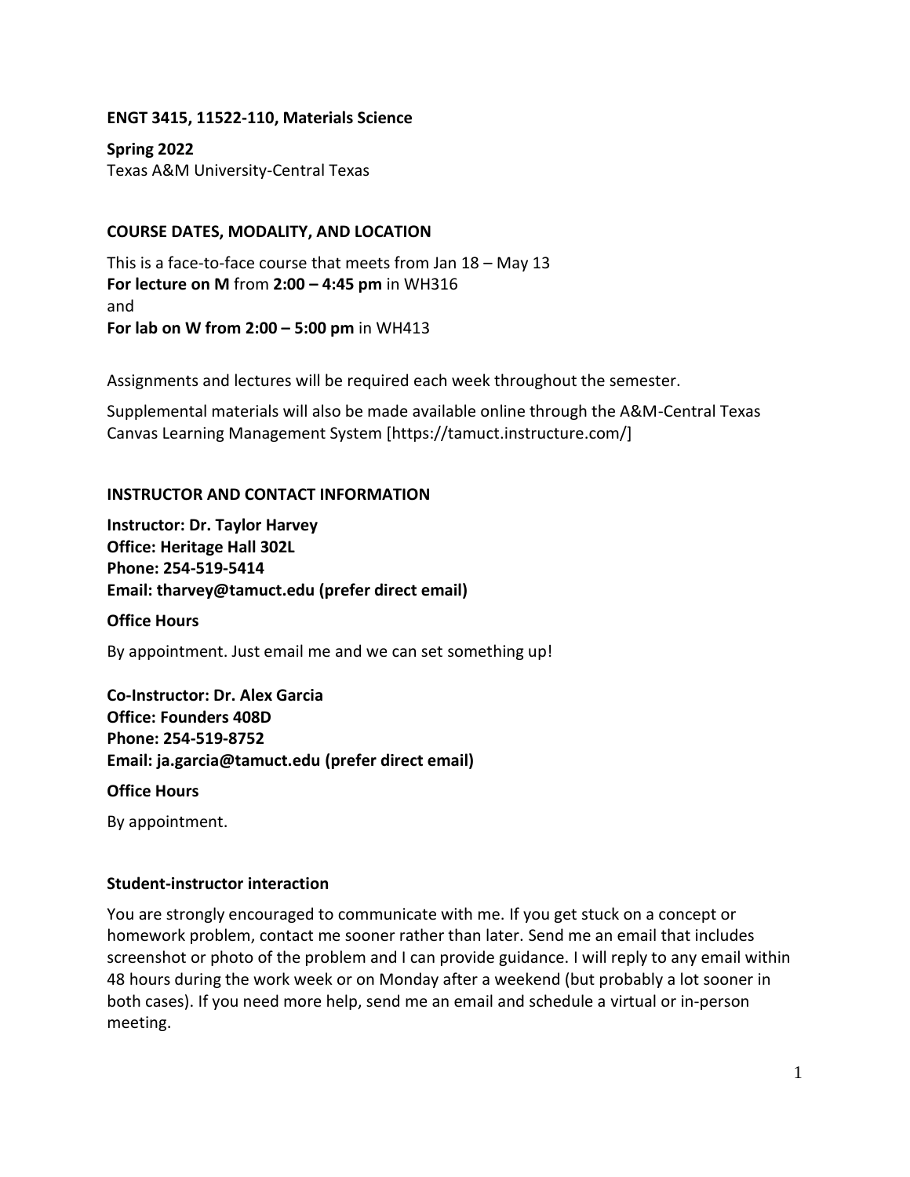**ENGT 3415, 11522-110, Materials Science**

**Spring 2022**
Texas A&M University-Central Texas

## COURSE DATES, MODALITY, AND LOCATION

This is a face-to-face course that meets from Jan 18 – May 13
**For lecture on M** from **2:00 – 4:45 pm** in WH316
and
**For lab on W from 2:00 – 5:00 pm** in WH413

Assignments and lectures will be required each week throughout the semester.

Supplemental materials will also be made available online through the A&M-Central Texas Canvas Learning Management System [https://tamuct.instructure.com/]

## INSTRUCTOR AND CONTACT INFORMATION

**Instructor: Dr. Taylor Harvey**
**Office: Heritage Hall 302L**
**Phone: 254-519-5414**
**Email: tharvey@tamuct.edu (prefer direct email)**

### Office Hours

By appointment. Just email me and we can set something up!

**Co-Instructor: Dr. Alex Garcia**
**Office: Founders 408D**
**Phone: 254-519-8752**
**Email: ja.garcia@tamuct.edu (prefer direct email)**

### Office Hours

By appointment.

### Student-instructor interaction

You are strongly encouraged to communicate with me. If you get stuck on a concept or homework problem, contact me sooner rather than later. Send me an email that includes screenshot or photo of the problem and I can provide guidance. I will reply to any email within 48 hours during the work week or on Monday after a weekend (but probably a lot sooner in both cases). If you need more help, send me an email and schedule a virtual or in-person meeting.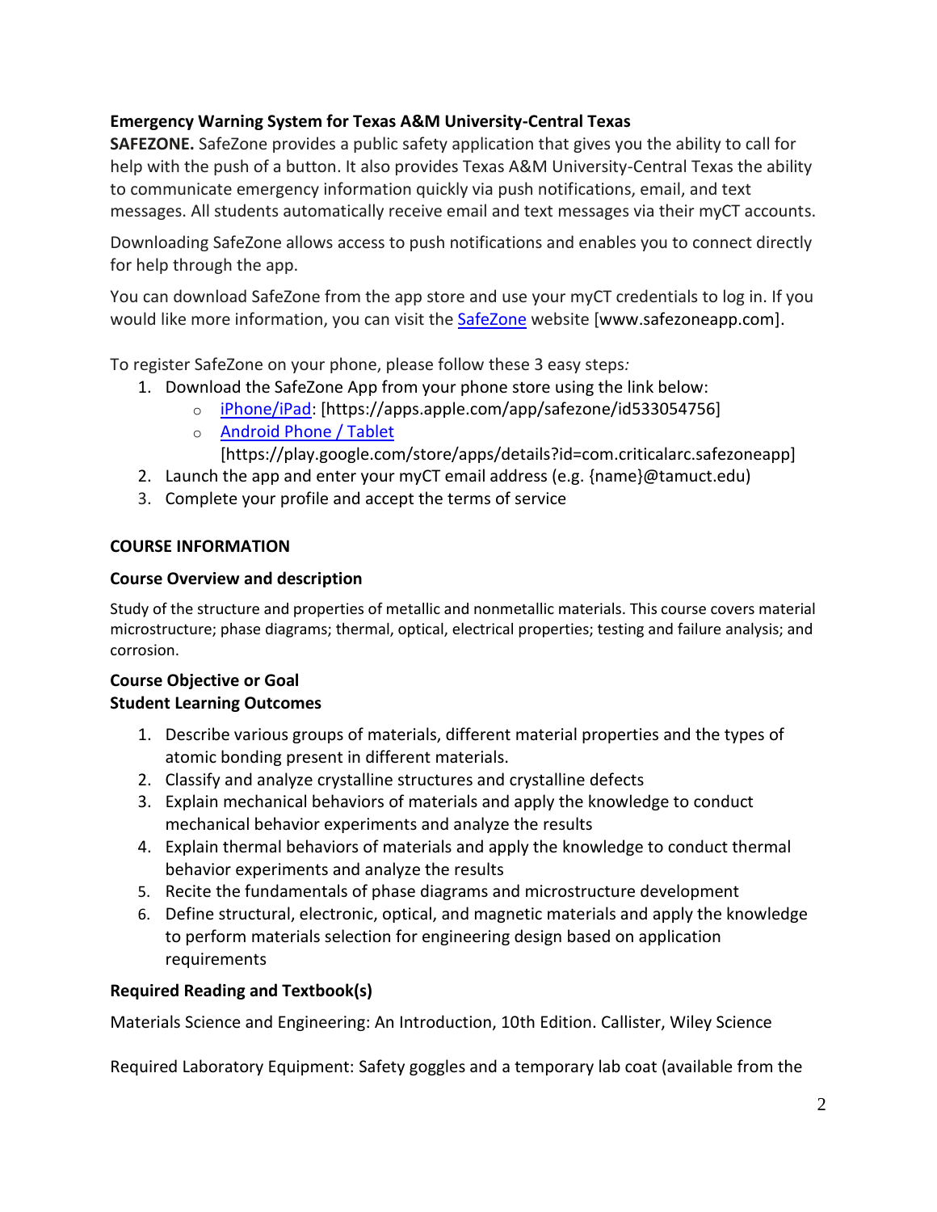**Emergency Warning System for Texas A&M University-Central Texas**

**SAFEZONE.** SafeZone provides a public safety application that gives you the ability to call for help with the push of a button. It also provides Texas A&M University-Central Texas the ability to communicate emergency information quickly via push notifications, email, and text messages. All students automatically receive email and text messages via their myCT accounts.

Downloading SafeZone allows access to push notifications and enables you to connect directly for help through the app.

You can download SafeZone from the app store and use your myCT credentials to log in. If you would like more information, you can visit the SafeZone website [www.safezoneapp.com].

To register SafeZone on your phone, please follow these 3 easy steps*:*

1. Download the SafeZone App from your phone store using the link below:
   - iPhone/iPad: [https://apps.apple.com/app/safezone/id533054756]
   - Android Phone / Tablet [https://play.google.com/store/apps/details?id=com.criticalarc.safezoneapp]
2. Launch the app and enter your myCT email address (e.g. {name}@tamuct.edu)
3. Complete your profile and accept the terms of service

## COURSE INFORMATION

### Course Overview and description

Study of the structure and properties of metallic and nonmetallic materials. This course covers material microstructure; phase diagrams; thermal, optical, electrical properties; testing and failure analysis; and corrosion.

### Course Objective or Goal

### Student Learning Outcomes

1. Describe various groups of materials, different material properties and the types of atomic bonding present in different materials.
2. Classify and analyze crystalline structures and crystalline defects
3. Explain mechanical behaviors of materials and apply the knowledge to conduct mechanical behavior experiments and analyze the results
4. Explain thermal behaviors of materials and apply the knowledge to conduct thermal behavior experiments and analyze the results
5. Recite the fundamentals of phase diagrams and microstructure development
6. Define structural, electronic, optical, and magnetic materials and apply the knowledge to perform materials selection for engineering design based on application requirements

### Required Reading and Textbook(s)

Materials Science and Engineering: An Introduction, 10th Edition. Callister, Wiley Science

Required Laboratory Equipment: Safety goggles and a temporary lab coat (available from the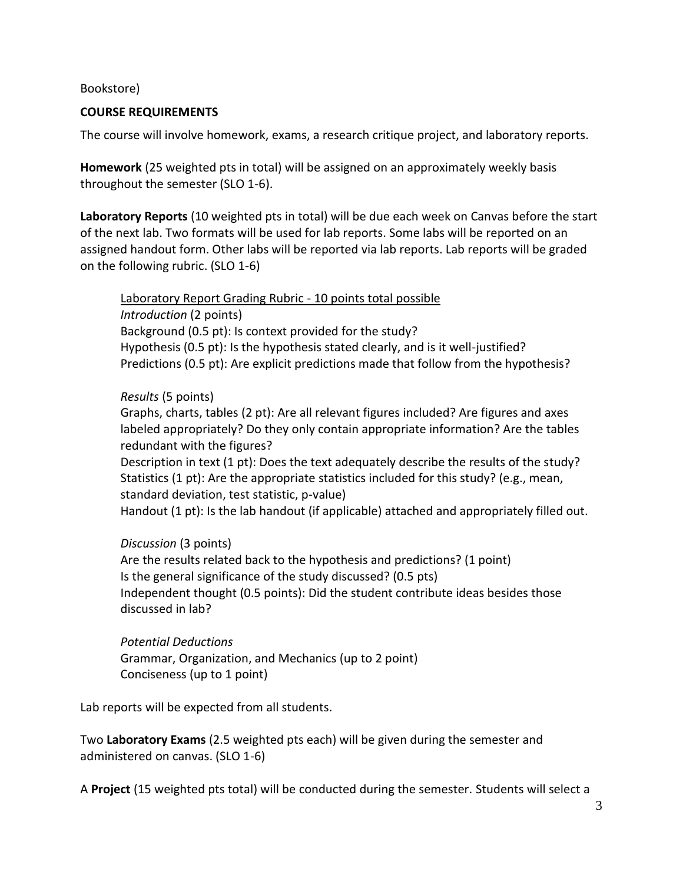Bookstore)

**COURSE REQUIREMENTS**

The course will involve homework, exams, a research critique project, and laboratory reports.

**Homework** (25 weighted pts in total) will be assigned on an approximately weekly basis throughout the semester (SLO 1-6).

**Laboratory Reports** (10 weighted pts in total) will be due each week on Canvas before the start of the next lab. Two formats will be used for lab reports. Some labs will be reported on an assigned handout form. Other labs will be reported via lab reports. Lab reports will be graded on the following rubric. (SLO 1-6)

> <u>Laboratory Report Grading Rubric - 10 points total possible</u>
> *Introduction* (2 points)
> Background (0.5 pt): Is context provided for the study?
> Hypothesis (0.5 pt): Is the hypothesis stated clearly, and is it well-justified?
> Predictions (0.5 pt): Are explicit predictions made that follow from the hypothesis?
>
> *Results* (5 points)
> Graphs, charts, tables (2 pt): Are all relevant figures included? Are figures and axes labeled appropriately? Do they only contain appropriate information? Are the tables redundant with the figures?
> Description in text (1 pt): Does the text adequately describe the results of the study?
> Statistics (1 pt): Are the appropriate statistics included for this study? (e.g., mean, standard deviation, test statistic, p-value)
> Handout (1 pt): Is the lab handout (if applicable) attached and appropriately filled out.
>
> *Discussion* (3 points)
> Are the results related back to the hypothesis and predictions? (1 point)
> Is the general significance of the study discussed? (0.5 pts)
> Independent thought (0.5 points): Did the student contribute ideas besides those discussed in lab?
>
> *Potential Deductions*
> Grammar, Organization, and Mechanics (up to 2 point)
> Conciseness (up to 1 point)

Lab reports will be expected from all students.

Two **Laboratory Exams** (2.5 weighted pts each) will be given during the semester and administered on canvas. (SLO 1-6)

A **Project** (15 weighted pts total) will be conducted during the semester. Students will select a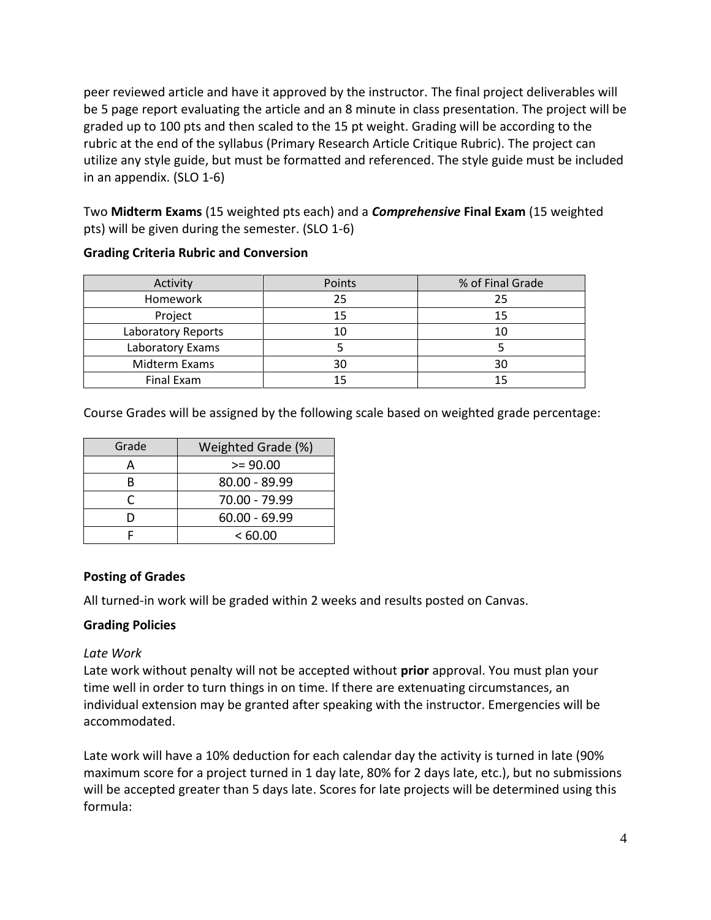peer reviewed article and have it approved by the instructor. The final project deliverables will be 5 page report evaluating the article and an 8 minute in class presentation. The project will be graded up to 100 pts and then scaled to the 15 pt weight. Grading will be according to the rubric at the end of the syllabus (Primary Research Article Critique Rubric). The project can utilize any style guide, but must be formatted and referenced. The style guide must be included in an appendix. (SLO 1-6)

Two **Midterm Exams** (15 weighted pts each) and a ***Comprehensive*** **Final Exam** (15 weighted pts) will be given during the semester. (SLO 1-6)

**Grading Criteria Rubric and Conversion**

| Activity | Points | % of Final Grade |
|---|---|---|
| Homework | 25 | 25 |
| Project | 15 | 15 |
| Laboratory Reports | 10 | 10 |
| Laboratory Exams | 5 | 5 |
| Midterm Exams | 30 | 30 |
| Final Exam | 15 | 15 |

Course Grades will be assigned by the following scale based on weighted grade percentage:

| Grade | Weighted Grade (%) |
|---|---|
| A | >= 90.00 |
| B | 80.00 - 89.99 |
| C | 70.00 - 79.99 |
| D | 60.00 - 69.99 |
| F | < 60.00 |

**Posting of Grades**

All turned-in work will be graded within 2 weeks and results posted on Canvas.

**Grading Policies**

*Late Work*

Late work without penalty will not be accepted without **prior** approval. You must plan your time well in order to turn things in on time. If there are extenuating circumstances, an individual extension may be granted after speaking with the instructor. Emergencies will be accommodated.

Late work will have a 10% deduction for each calendar day the activity is turned in late (90% maximum score for a project turned in 1 day late, 80% for 2 days late, etc.), but no submissions will be accepted greater than 5 days late. Scores for late projects will be determined using this formula: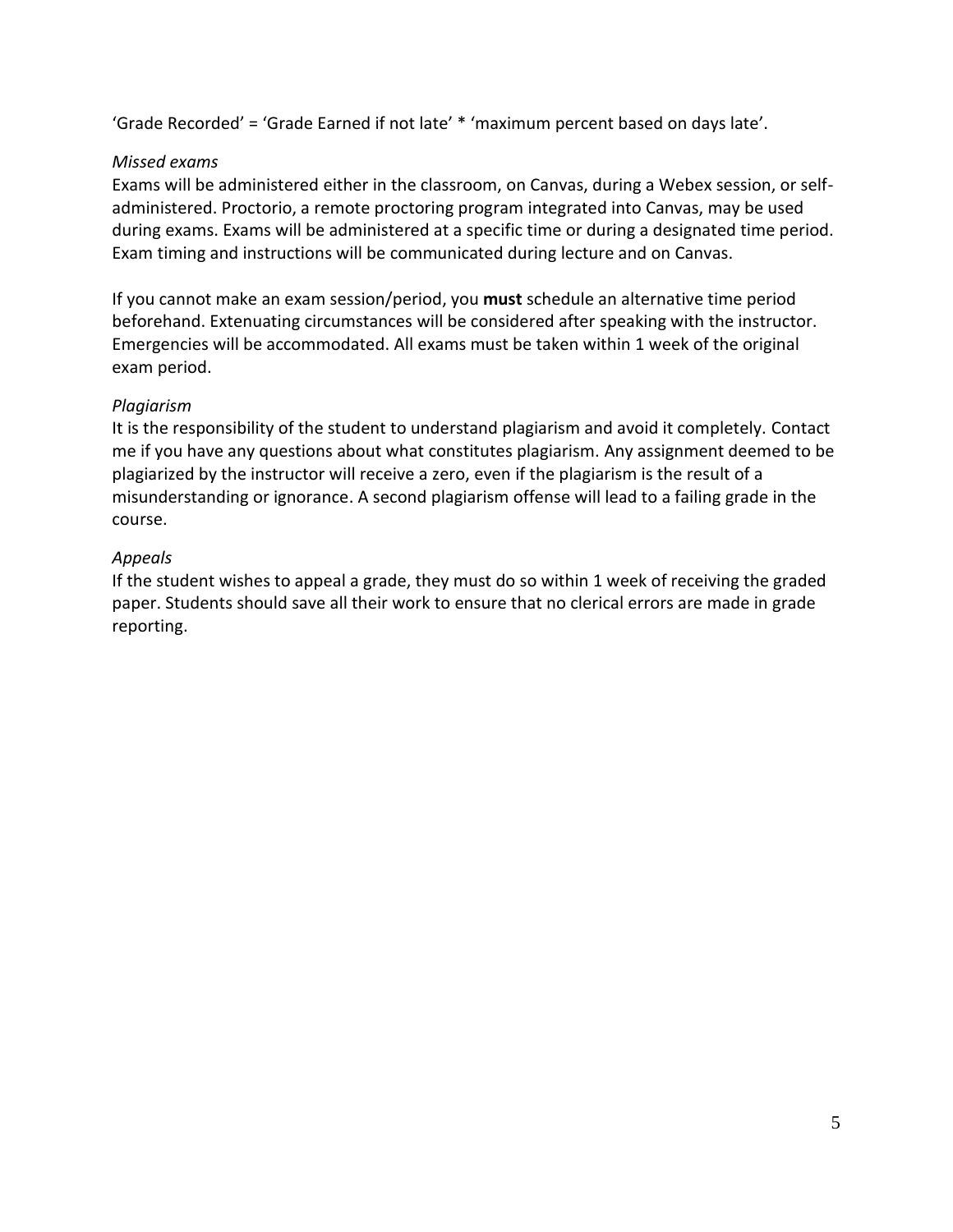'Grade Recorded' = 'Grade Earned if not late' * 'maximum percent based on days late'.

*Missed exams*

Exams will be administered either in the classroom, on Canvas, during a Webex session, or self-administered. Proctorio, a remote proctoring program integrated into Canvas, may be used during exams. Exams will be administered at a specific time or during a designated time period. Exam timing and instructions will be communicated during lecture and on Canvas.

If you cannot make an exam session/period, you **must** schedule an alternative time period beforehand. Extenuating circumstances will be considered after speaking with the instructor. Emergencies will be accommodated. All exams must be taken within 1 week of the original exam period.

*Plagiarism*

It is the responsibility of the student to understand plagiarism and avoid it completely. Contact me if you have any questions about what constitutes plagiarism. Any assignment deemed to be plagiarized by the instructor will receive a zero, even if the plagiarism is the result of a misunderstanding or ignorance. A second plagiarism offense will lead to a failing grade in the course.

*Appeals*

If the student wishes to appeal a grade, they must do so within 1 week of receiving the graded paper. Students should save all their work to ensure that no clerical errors are made in grade reporting.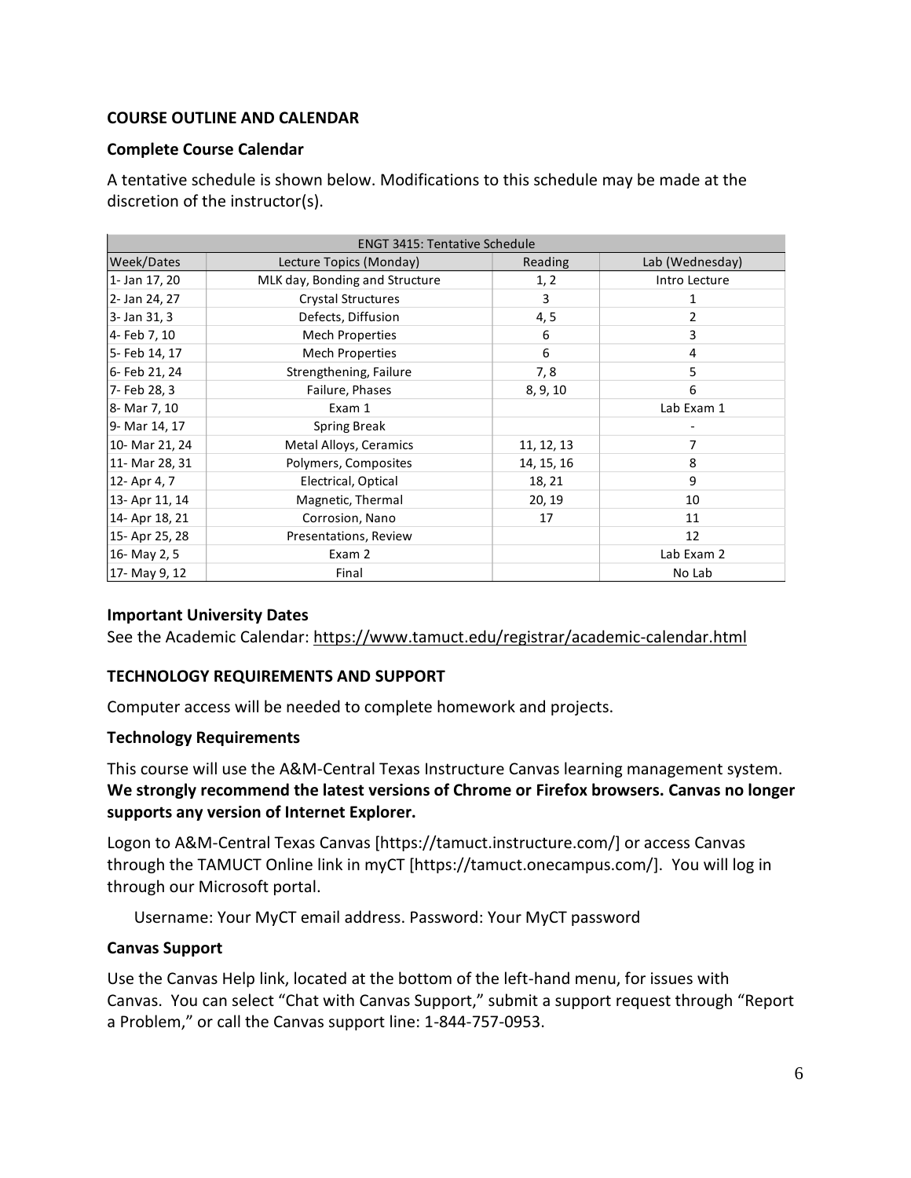## COURSE OUTLINE AND CALENDAR

### Complete Course Calendar

A tentative schedule is shown below. Modifications to this schedule may be made at the discretion of the instructor(s).

| ENGT 3415: Tentative Schedule | | | |
|---|---|---|---|
| Week/Dates | Lecture Topics (Monday) | Reading | Lab (Wednesday) |
| 1- Jan 17, 20 | MLK day, Bonding and Structure | 1, 2 | Intro Lecture |
| 2- Jan 24, 27 | Crystal Structures | 3 | 1 |
| 3- Jan 31, 3 | Defects, Diffusion | 4, 5 | 2 |
| 4- Feb 7, 10 | Mech Properties | 6 | 3 |
| 5- Feb 14, 17 | Mech Properties | 6 | 4 |
| 6- Feb 21, 24 | Strengthening, Failure | 7, 8 | 5 |
| 7- Feb 28, 3 | Failure, Phases | 8, 9, 10 | 6 |
| 8- Mar 7, 10 | Exam 1 | | Lab Exam 1 |
| 9- Mar 14, 17 | Spring Break | | - |
| 10- Mar 21, 24 | Metal Alloys, Ceramics | 11, 12, 13 | 7 |
| 11- Mar 28, 31 | Polymers, Composites | 14, 15, 16 | 8 |
| 12- Apr 4, 7 | Electrical, Optical | 18, 21 | 9 |
| 13- Apr 11, 14 | Magnetic, Thermal | 20, 19 | 10 |
| 14- Apr 18, 21 | Corrosion, Nano | 17 | 11 |
| 15- Apr 25, 28 | Presentations, Review | | 12 |
| 16- May 2, 5 | Exam 2 | | Lab Exam 2 |
| 17- May 9, 12 | Final | | No Lab |

### Important University Dates

See the Academic Calendar: https://www.tamuct.edu/registrar/academic-calendar.html

## TECHNOLOGY REQUIREMENTS AND SUPPORT

Computer access will be needed to complete homework and projects.

### Technology Requirements

This course will use the A&M-Central Texas Instructure Canvas learning management system. **We strongly recommend the latest versions of Chrome or Firefox browsers. Canvas no longer supports any version of Internet Explorer.**

Logon to A&M-Central Texas Canvas [https://tamuct.instructure.com/] or access Canvas through the TAMUCT Online link in myCT [https://tamuct.onecampus.com/]. You will log in through our Microsoft portal.

Username: Your MyCT email address. Password: Your MyCT password

### Canvas Support

Use the Canvas Help link, located at the bottom of the left-hand menu, for issues with Canvas. You can select "Chat with Canvas Support," submit a support request through "Report a Problem," or call the Canvas support line: 1-844-757-0953.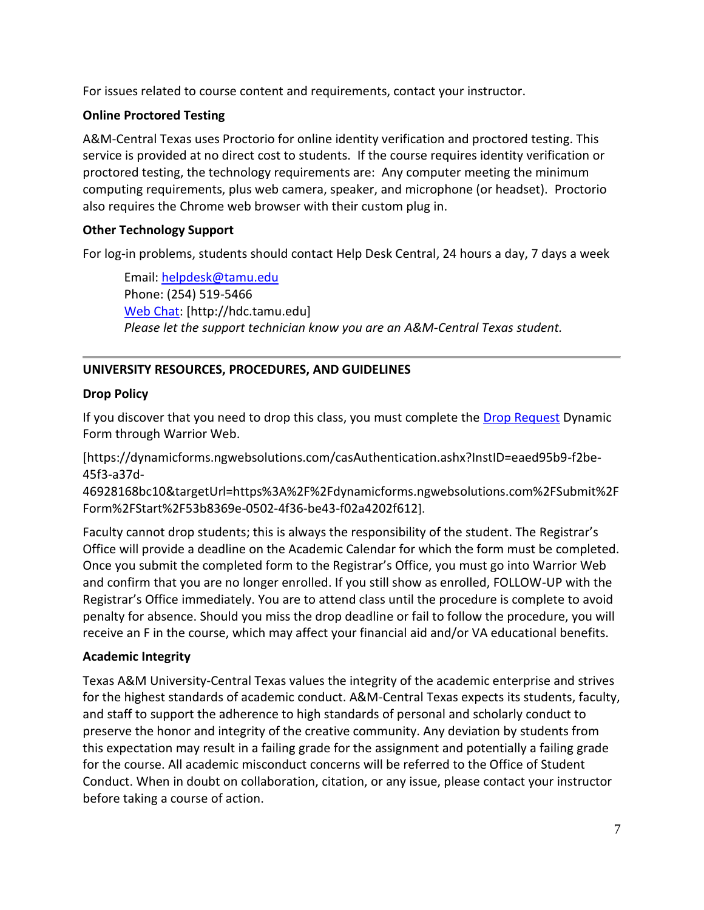For issues related to course content and requirements, contact your instructor.

### Online Proctored Testing

A&M-Central Texas uses Proctorio for online identity verification and proctored testing. This service is provided at no direct cost to students. If the course requires identity verification or proctored testing, the technology requirements are: Any computer meeting the minimum computing requirements, plus web camera, speaker, and microphone (or headset). Proctorio also requires the Chrome web browser with their custom plug in.

### Other Technology Support

For log-in problems, students should contact Help Desk Central, 24 hours a day, 7 days a week

> Email: helpdesk@tamu.edu
> Phone: (254) 519-5466
> Web Chat: [http://hdc.tamu.edu]
> *Please let the support technician know you are an A&M-Central Texas student.*

---

## UNIVERSITY RESOURCES, PROCEDURES, AND GUIDELINES

### Drop Policy

If you discover that you need to drop this class, you must complete the Drop Request Dynamic Form through Warrior Web.

[https://dynamicforms.ngwebsolutions.com/casAuthentication.ashx?InstID=eaed95b9-f2be-45f3-a37d-46928168bc10&targetUrl=https%3A%2F%2Fdynamicforms.ngwebsolutions.com%2FSubmit%2FForm%2FStart%2F53b8369e-0502-4f36-be43-f02a4202f612].

Faculty cannot drop students; this is always the responsibility of the student. The Registrar's Office will provide a deadline on the Academic Calendar for which the form must be completed. Once you submit the completed form to the Registrar's Office, you must go into Warrior Web and confirm that you are no longer enrolled. If you still show as enrolled, FOLLOW-UP with the Registrar's Office immediately. You are to attend class until the procedure is complete to avoid penalty for absence. Should you miss the drop deadline or fail to follow the procedure, you will receive an F in the course, which may affect your financial aid and/or VA educational benefits.

### Academic Integrity

Texas A&M University-Central Texas values the integrity of the academic enterprise and strives for the highest standards of academic conduct. A&M-Central Texas expects its students, faculty, and staff to support the adherence to high standards of personal and scholarly conduct to preserve the honor and integrity of the creative community. Any deviation by students from this expectation may result in a failing grade for the assignment and potentially a failing grade for the course. All academic misconduct concerns will be referred to the Office of Student Conduct. When in doubt on collaboration, citation, or any issue, please contact your instructor before taking a course of action.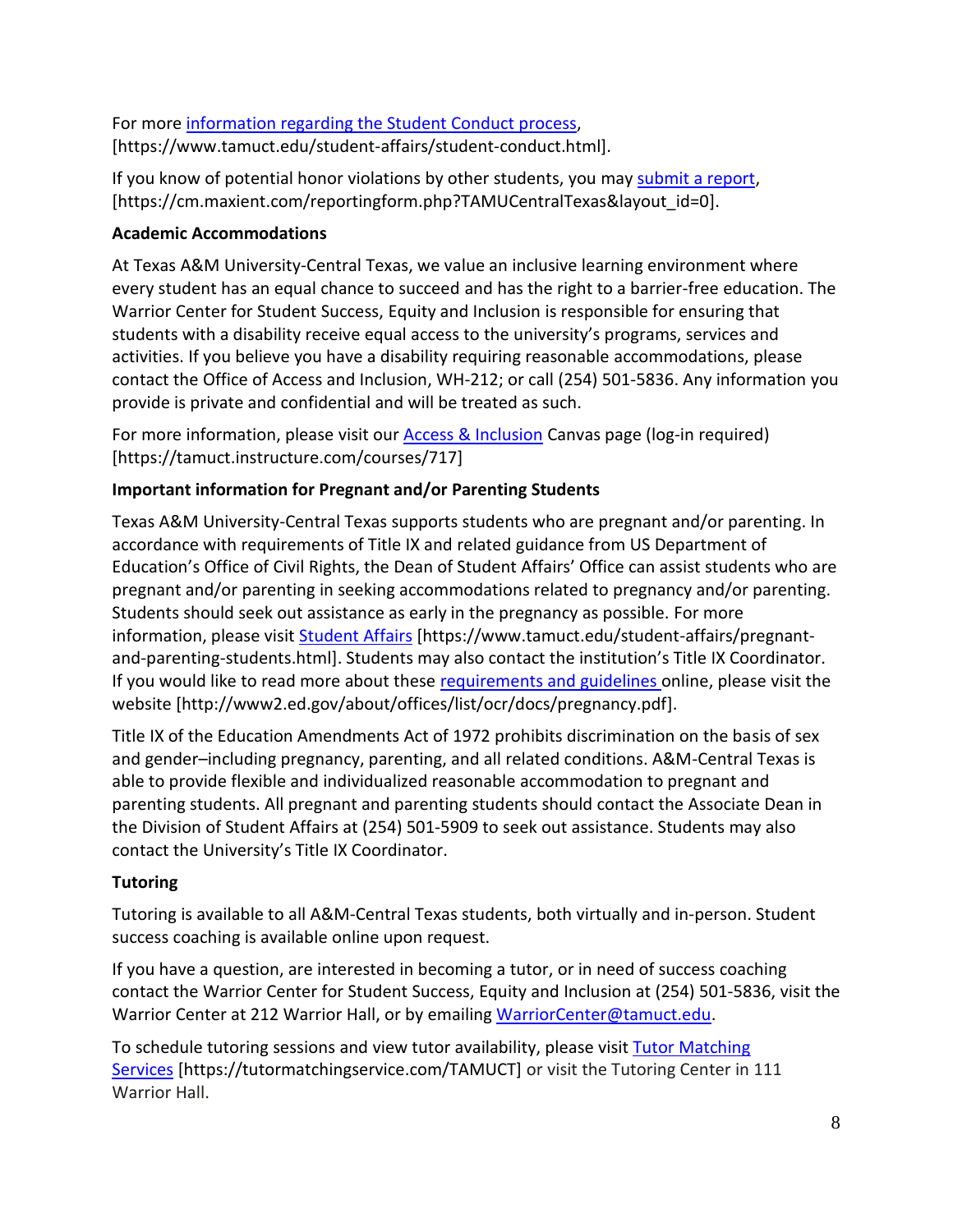For more [information regarding the Student Conduct process](https://www.tamuct.edu/student-affairs/student-conduct.html), [https://www.tamuct.edu/student-affairs/student-conduct.html].

If you know of potential honor violations by other students, you may [submit a report](https://cm.maxient.com/reportingform.php?TAMUCentralTexas&layout_id=0), [https://cm.maxient.com/reportingform.php?TAMUCentralTexas&layout_id=0].

**Academic Accommodations**

At Texas A&M University-Central Texas, we value an inclusive learning environment where every student has an equal chance to succeed and has the right to a barrier-free education. The Warrior Center for Student Success, Equity and Inclusion is responsible for ensuring that students with a disability receive equal access to the university's programs, services and activities. If you believe you have a disability requiring reasonable accommodations, please contact the Office of Access and Inclusion, WH-212; or call (254) 501-5836. Any information you provide is private and confidential and will be treated as such.

For more information, please visit our [Access & Inclusion](https://tamuct.instructure.com/courses/717) Canvas page (log-in required) [https://tamuct.instructure.com/courses/717]

**Important information for Pregnant and/or Parenting Students**

Texas A&M University-Central Texas supports students who are pregnant and/or parenting. In accordance with requirements of Title IX and related guidance from US Department of Education's Office of Civil Rights, the Dean of Student Affairs' Office can assist students who are pregnant and/or parenting in seeking accommodations related to pregnancy and/or parenting. Students should seek out assistance as early in the pregnancy as possible. For more information, please visit [Student Affairs](https://www.tamuct.edu/student-affairs/pregnant-and-parenting-students.html) [https://www.tamuct.edu/student-affairs/pregnant-and-parenting-students.html]. Students may also contact the institution's Title IX Coordinator. If you would like to read more about these [requirements and guidelines](http://www2.ed.gov/about/offices/list/ocr/docs/pregnancy.pdf) online, please visit the website [http://www2.ed.gov/about/offices/list/ocr/docs/pregnancy.pdf].

Title IX of the Education Amendments Act of 1972 prohibits discrimination on the basis of sex and gender–including pregnancy, parenting, and all related conditions. A&M-Central Texas is able to provide flexible and individualized reasonable accommodation to pregnant and parenting students. All pregnant and parenting students should contact the Associate Dean in the Division of Student Affairs at (254) 501-5909 to seek out assistance. Students may also contact the University's Title IX Coordinator.

**Tutoring**

Tutoring is available to all A&M-Central Texas students, both virtually and in-person. Student success coaching is available online upon request.

If you have a question, are interested in becoming a tutor, or in need of success coaching contact the Warrior Center for Student Success, Equity and Inclusion at (254) 501-5836, visit the Warrior Center at 212 Warrior Hall, or by emailing [WarriorCenter@tamuct.edu](mailto:WarriorCenter@tamuct.edu).

To schedule tutoring sessions and view tutor availability, please visit [Tutor Matching Services](https://tutormatchingservice.com/TAMUCT) [https://tutormatchingservice.com/TAMUCT] or visit the Tutoring Center in 111 Warrior Hall.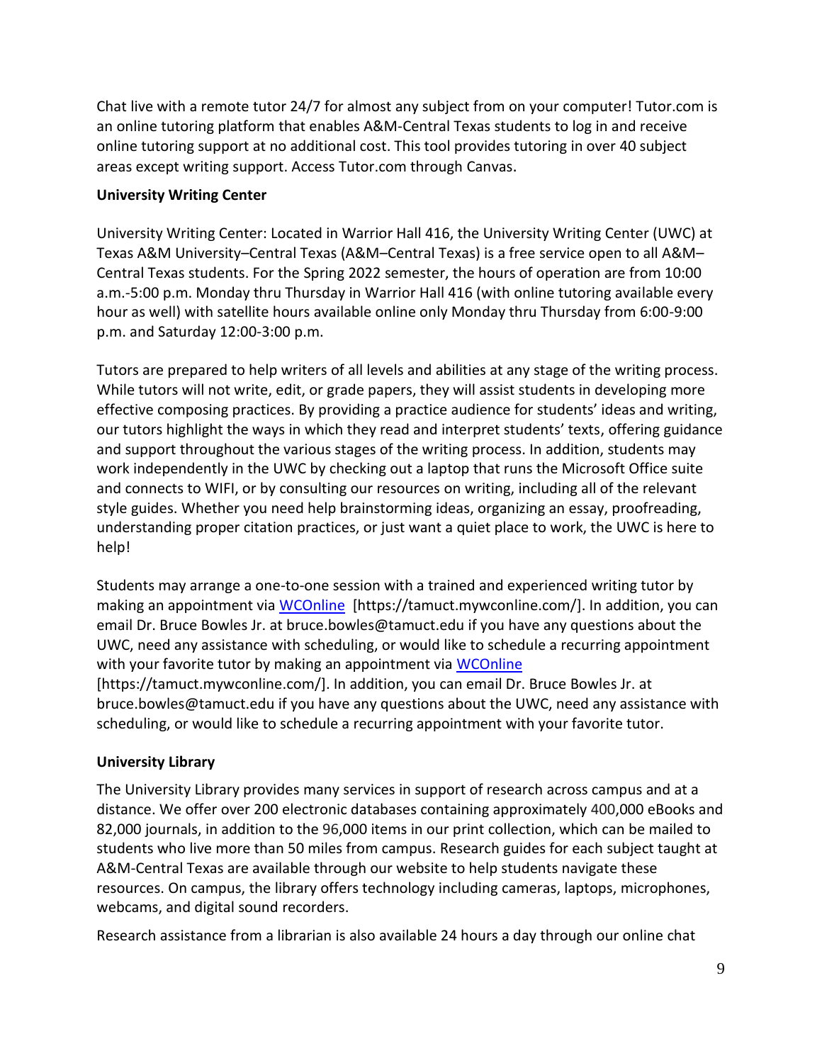Chat live with a remote tutor 24/7 for almost any subject from on your computer! Tutor.com is an online tutoring platform that enables A&M-Central Texas students to log in and receive online tutoring support at no additional cost. This tool provides tutoring in over 40 subject areas except writing support. Access Tutor.com through Canvas.

**University Writing Center**

University Writing Center: Located in Warrior Hall 416, the University Writing Center (UWC) at Texas A&M University–Central Texas (A&M–Central Texas) is a free service open to all A&M–Central Texas students. For the Spring 2022 semester, the hours of operation are from 10:00 a.m.-5:00 p.m. Monday thru Thursday in Warrior Hall 416 (with online tutoring available every hour as well) with satellite hours available online only Monday thru Thursday from 6:00-9:00 p.m. and Saturday 12:00-3:00 p.m.

Tutors are prepared to help writers of all levels and abilities at any stage of the writing process. While tutors will not write, edit, or grade papers, they will assist students in developing more effective composing practices. By providing a practice audience for students' ideas and writing, our tutors highlight the ways in which they read and interpret students' texts, offering guidance and support throughout the various stages of the writing process. In addition, students may work independently in the UWC by checking out a laptop that runs the Microsoft Office suite and connects to WIFI, or by consulting our resources on writing, including all of the relevant style guides. Whether you need help brainstorming ideas, organizing an essay, proofreading, understanding proper citation practices, or just want a quiet place to work, the UWC is here to help!

Students may arrange a one-to-one session with a trained and experienced writing tutor by making an appointment via [WCOnline](https://tamuct.mywconline.com/) [https://tamuct.mywconline.com/]. In addition, you can email Dr. Bruce Bowles Jr. at bruce.bowles@tamuct.edu if you have any questions about the UWC, need any assistance with scheduling, or would like to schedule a recurring appointment with your favorite tutor by making an appointment via [WCOnline](https://tamuct.mywconline.com/) [https://tamuct.mywconline.com/]. In addition, you can email Dr. Bruce Bowles Jr. at bruce.bowles@tamuct.edu if you have any questions about the UWC, need any assistance with scheduling, or would like to schedule a recurring appointment with your favorite tutor.

**University Library**

The University Library provides many services in support of research across campus and at a distance. We offer over 200 electronic databases containing approximately 400,000 eBooks and 82,000 journals, in addition to the 96,000 items in our print collection, which can be mailed to students who live more than 50 miles from campus. Research guides for each subject taught at A&M-Central Texas are available through our website to help students navigate these resources. On campus, the library offers technology including cameras, laptops, microphones, webcams, and digital sound recorders.

Research assistance from a librarian is also available 24 hours a day through our online chat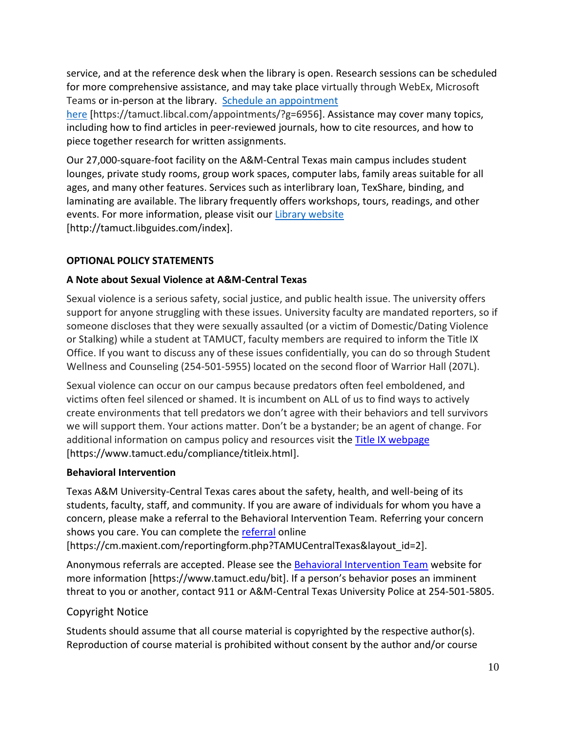service, and at the reference desk when the library is open. Research sessions can be scheduled for more comprehensive assistance, and may take place virtually through WebEx, Microsoft Teams or in-person at the library. [Schedule an appointment here](https://tamuct.libcal.com/appointments/?g=6956) [https://tamuct.libcal.com/appointments/?g=6956]. Assistance may cover many topics, including how to find articles in peer-reviewed journals, how to cite resources, and how to piece together research for written assignments.

Our 27,000-square-foot facility on the A&M-Central Texas main campus includes student lounges, private study rooms, group work spaces, computer labs, family areas suitable for all ages, and many other features. Services such as interlibrary loan, TexShare, binding, and laminating are available. The library frequently offers workshops, tours, readings, and other events. For more information, please visit our [Library website](http://tamuct.libguides.com/index) [http://tamuct.libguides.com/index].

## OPTIONAL POLICY STATEMENTS

### A Note about Sexual Violence at A&M-Central Texas

Sexual violence is a serious safety, social justice, and public health issue. The university offers support for anyone struggling with these issues. University faculty are mandated reporters, so if someone discloses that they were sexually assaulted (or a victim of Domestic/Dating Violence or Stalking) while a student at TAMUCT, faculty members are required to inform the Title IX Office. If you want to discuss any of these issues confidentially, you can do so through Student Wellness and Counseling (254-501-5955) located on the second floor of Warrior Hall (207L).

Sexual violence can occur on our campus because predators often feel emboldened, and victims often feel silenced or shamed. It is incumbent on ALL of us to find ways to actively create environments that tell predators we don't agree with their behaviors and tell survivors we will support them. Your actions matter. Don't be a bystander; be an agent of change. For additional information on campus policy and resources visit the [Title IX webpage](https://www.tamuct.edu/compliance/titleix.html) [https://www.tamuct.edu/compliance/titleix.html].

### Behavioral Intervention

Texas A&M University-Central Texas cares about the safety, health, and well-being of its students, faculty, staff, and community. If you are aware of individuals for whom you have a concern, please make a referral to the Behavioral Intervention Team. Referring your concern shows you care. You can complete the [referral](https://cm.maxient.com/reportingform.php?TAMUCentralTexas&layout_id=2) online [https://cm.maxient.com/reportingform.php?TAMUCentralTexas&layout_id=2].

Anonymous referrals are accepted. Please see the [Behavioral Intervention Team](https://www.tamuct.edu/bit) website for more information [https://www.tamuct.edu/bit]. If a person's behavior poses an imminent threat to you or another, contact 911 or A&M-Central Texas University Police at 254-501-5805.

### Copyright Notice

Students should assume that all course material is copyrighted by the respective author(s). Reproduction of course material is prohibited without consent by the author and/or course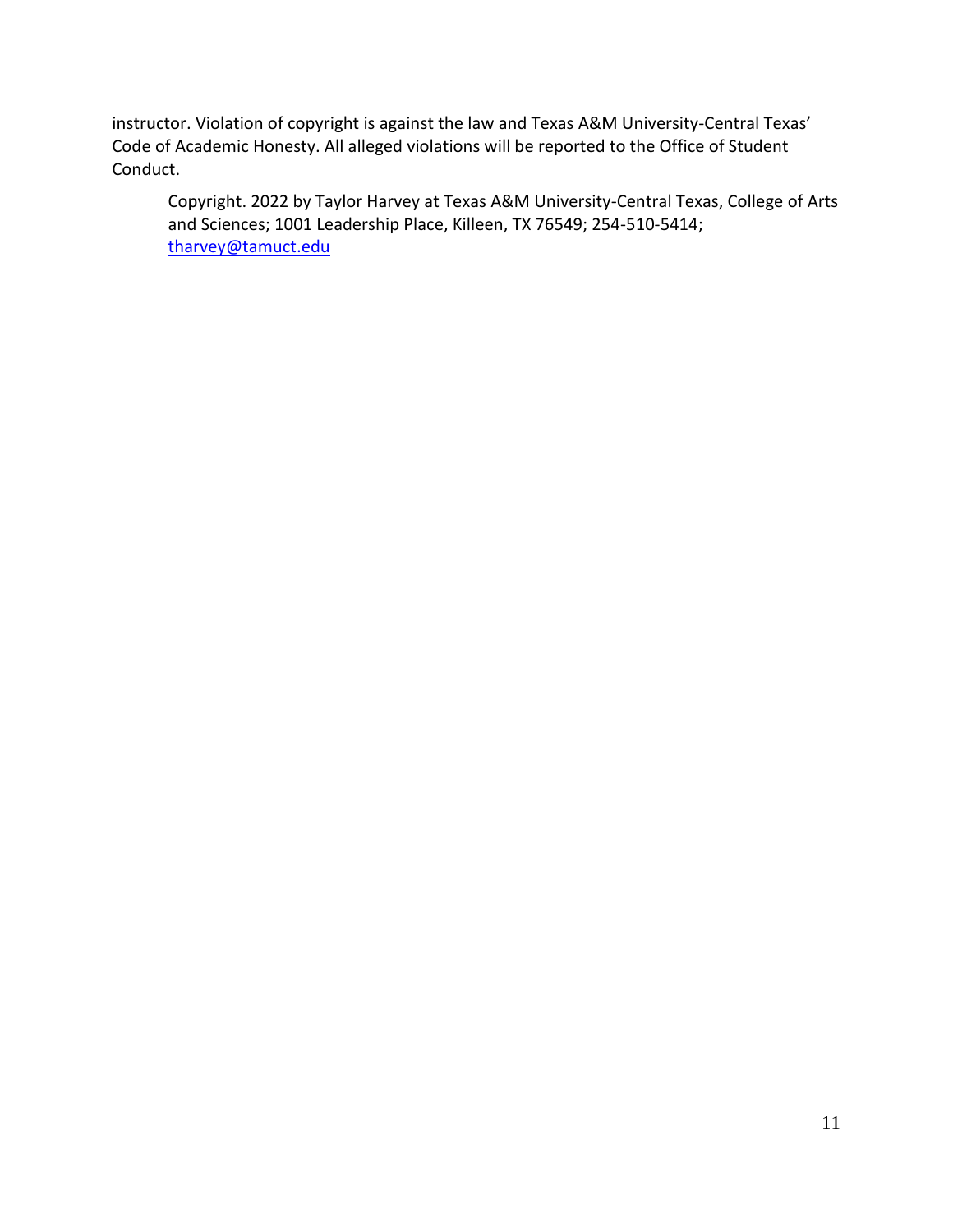instructor. Violation of copyright is against the law and Texas A&M University-Central Texas' Code of Academic Honesty. All alleged violations will be reported to the Office of Student Conduct.

> Copyright. 2022 by Taylor Harvey at Texas A&M University-Central Texas, College of Arts and Sciences; 1001 Leadership Place, Killeen, TX 76549; 254-510-5414; [tharvey@tamuct.edu](mailto:tharvey@tamuct.edu)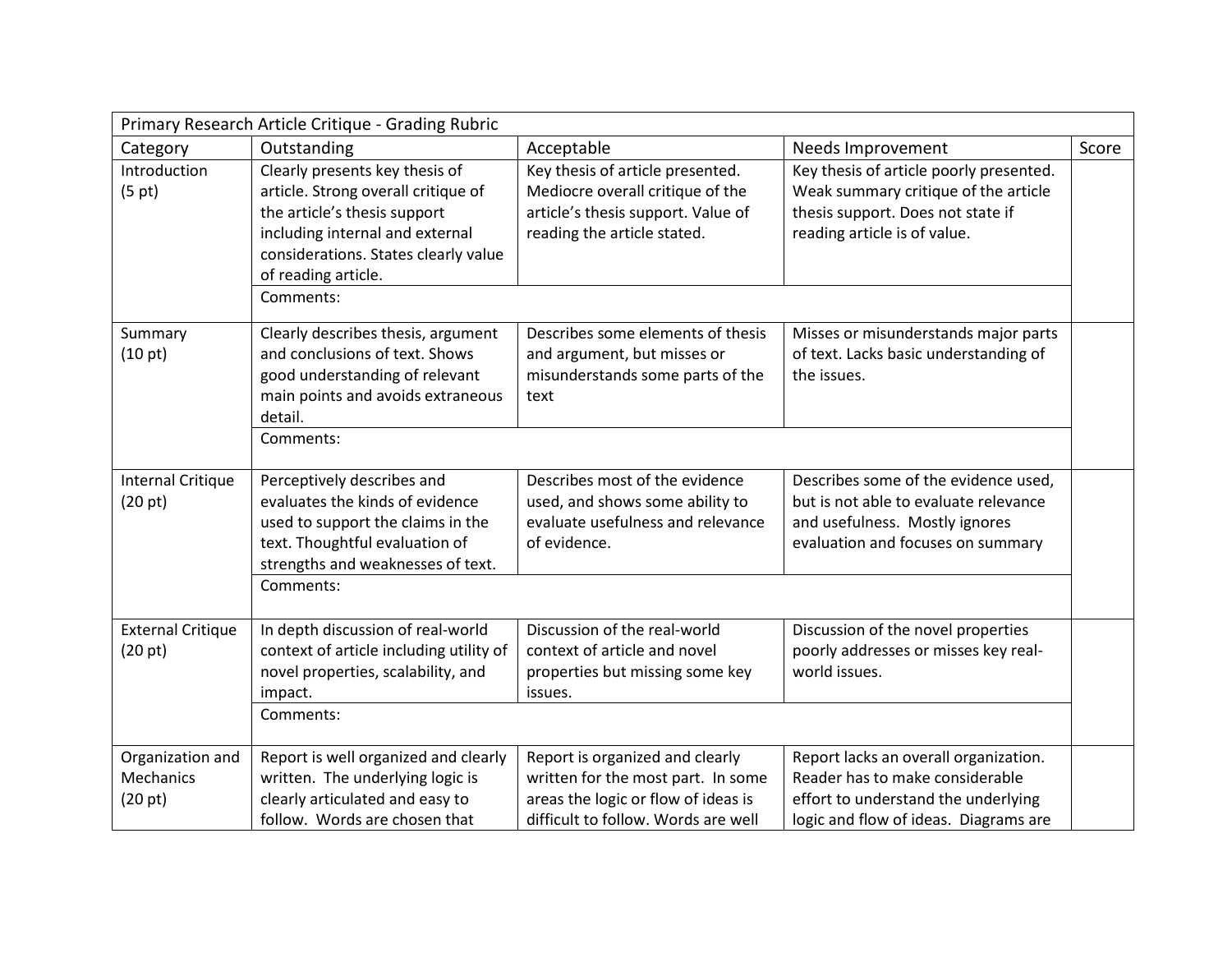| Primary Research Article Critique - Grading Rubric | | | | |
|---|---|---|---|---|
| Category | Outstanding | Acceptable | Needs Improvement | Score |
| Introduction (5 pt) | Clearly presents key thesis of article. Strong overall critique of the article's thesis support including internal and external considerations. States clearly value of reading article. | Key thesis of article presented. Mediocre overall critique of the article's thesis support. Value of reading the article stated. | Key thesis of article poorly presented. Weak summary critique of the article thesis support. Does not state if reading article is of value. | |
| | Comments: | | | |
| Summary (10 pt) | Clearly describes thesis, argument and conclusions of text. Shows good understanding of relevant main points and avoids extraneous detail. | Describes some elements of thesis and argument, but misses or misunderstands some parts of the text | Misses or misunderstands major parts of text. Lacks basic understanding of the issues. | |
| | Comments: | | | |
| Internal Critique (20 pt) | Perceptively describes and evaluates the kinds of evidence used to support the claims in the text. Thoughtful evaluation of strengths and weaknesses of text. | Describes most of the evidence used, and shows some ability to evaluate usefulness and relevance of evidence. | Describes some of the evidence used, but is not able to evaluate relevance and usefulness. Mostly ignores evaluation and focuses on summary | |
| | Comments: | | | |
| External Critique (20 pt) | In depth discussion of real-world context of article including utility of novel properties, scalability, and impact. | Discussion of the real-world context of article and novel properties but missing some key issues. | Discussion of the novel properties poorly addresses or misses key real-world issues. | |
| | Comments: | | | |
| Organization and Mechanics (20 pt) | Report is well organized and clearly written. The underlying logic is clearly articulated and easy to follow. Words are chosen that | Report is organized and clearly written for the most part. In some areas the logic or flow of ideas is difficult to follow. Words are well | Report lacks an overall organization. Reader has to make considerable effort to understand the underlying logic and flow of ideas. Diagrams are | |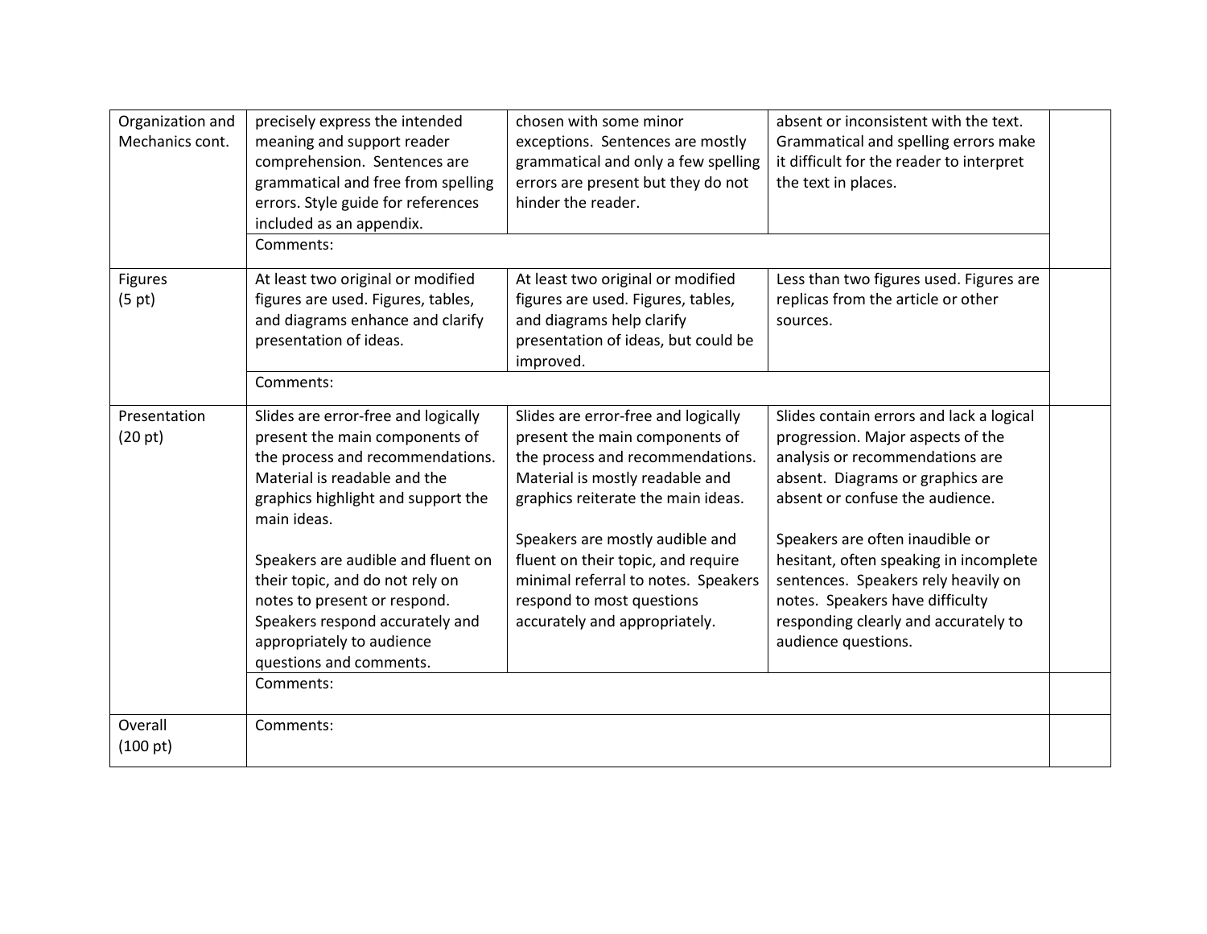| | | | | |
|---|---|---|---|---|
| Organization and Mechanics cont. | precisely express the intended meaning and support reader comprehension. Sentences are grammatical and free from spelling errors. Style guide for references included as an appendix. | chosen with some minor exceptions. Sentences are mostly grammatical and only a few spelling errors are present but they do not hinder the reader. | absent or inconsistent with the text. Grammatical and spelling errors make it difficult for the reader to interpret the text in places. | |
| | Comments: | | | |
| Figures (5 pt) | At least two original or modified figures are used. Figures, tables, and diagrams enhance and clarify presentation of ideas. | At least two original or modified figures are used. Figures, tables, and diagrams help clarify presentation of ideas, but could be improved. | Less than two figures used. Figures are replicas from the article or other sources. | |
| | Comments: | | | |
| Presentation (20 pt) | Slides are error-free and logically present the main components of the process and recommendations. Material is readable and the graphics highlight and support the main ideas.<br><br>Speakers are audible and fluent on their topic, and do not rely on notes to present or respond. Speakers respond accurately and appropriately to audience questions and comments. | Slides are error-free and logically present the main components of the process and recommendations. Material is mostly readable and graphics reiterate the main ideas.<br><br>Speakers are mostly audible and fluent on their topic, and require minimal referral to notes. Speakers respond to most questions accurately and appropriately. | Slides contain errors and lack a logical progression. Major aspects of the analysis or recommendations are absent. Diagrams or graphics are absent or confuse the audience.<br><br>Speakers are often inaudible or hesitant, often speaking in incomplete sentences. Speakers rely heavily on notes. Speakers have difficulty responding clearly and accurately to audience questions. | |
| | Comments: | | | |
| Overall (100 pt) | Comments: | | | |